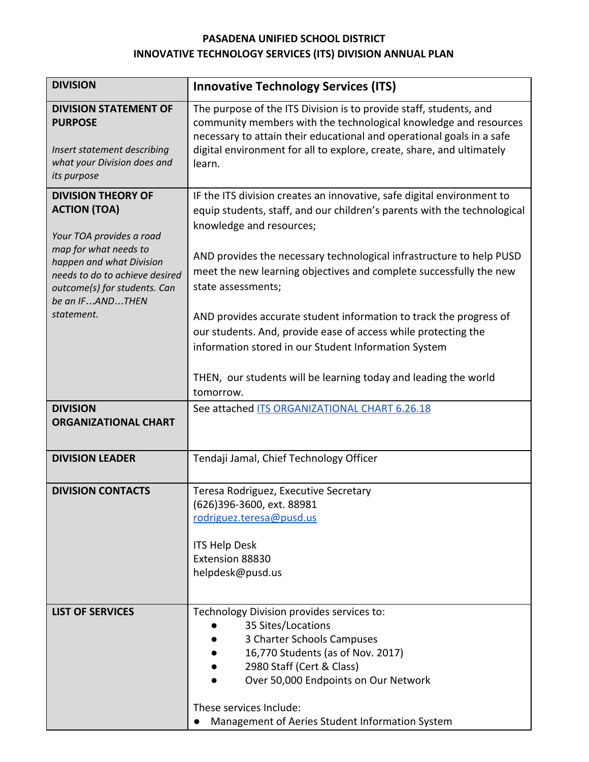# PASADENA UNIFIED SCHOOL DISTRICT
## INNOVATIVE TECHNOLOGY SERVICES (ITS) DIVISION ANNUAL PLAN

| **DIVISION** | **Innovative Technology Services (ITS)** |
|---|---|
| **DIVISION STATEMENT OF PURPOSE**<br><br>*Insert statement describing what your Division does and its purpose* | The purpose of the ITS Division is to provide staff, students, and community members with the technological knowledge and resources necessary to attain their educational and operational goals in a safe digital environment for all to explore, create, share, and ultimately learn. |
| **DIVISION THEORY OF ACTION (TOA)**<br><br>*Your TOA provides a road map for what needs to happen and what Division needs to do to achieve desired outcome(s) for students. Can be an IF…AND…THEN statement.* | IF the ITS division creates an innovative, safe digital environment to equip students, staff, and our children's parents with the technological knowledge and resources;<br><br>AND provides the necessary technological infrastructure to help PUSD meet the new learning objectives and complete successfully the new state assessments;<br><br>AND provides accurate student information to track the progress of our students. And, provide ease of access while protecting the information stored in our Student Information System<br><br>THEN, our students will be learning today and leading the world tomorrow. |
| **DIVISION ORGANIZATIONAL CHART** | See attached [ITS ORGANIZATIONAL CHART 6.26.18] |
| **DIVISION LEADER** | Tendaji Jamal, Chief Technology Officer |
| **DIVISION CONTACTS** | Teresa Rodriguez, Executive Secretary<br>(626)396-3600, ext. 88981<br>rodriguez.teresa@pusd.us<br><br>ITS Help Desk<br>Extension 88830<br>helpdesk@pusd.us |
| **LIST OF SERVICES** | Technology Division provides services to:<br>● 35 Sites/Locations<br>● 3 Charter Schools Campuses<br>● 16,770 Students (as of Nov. 2017)<br>● 2980 Staff (Cert & Class)<br>● Over 50,000 Endpoints on Our Network<br><br>These services Include:<br>● Management of Aeries Student Information System |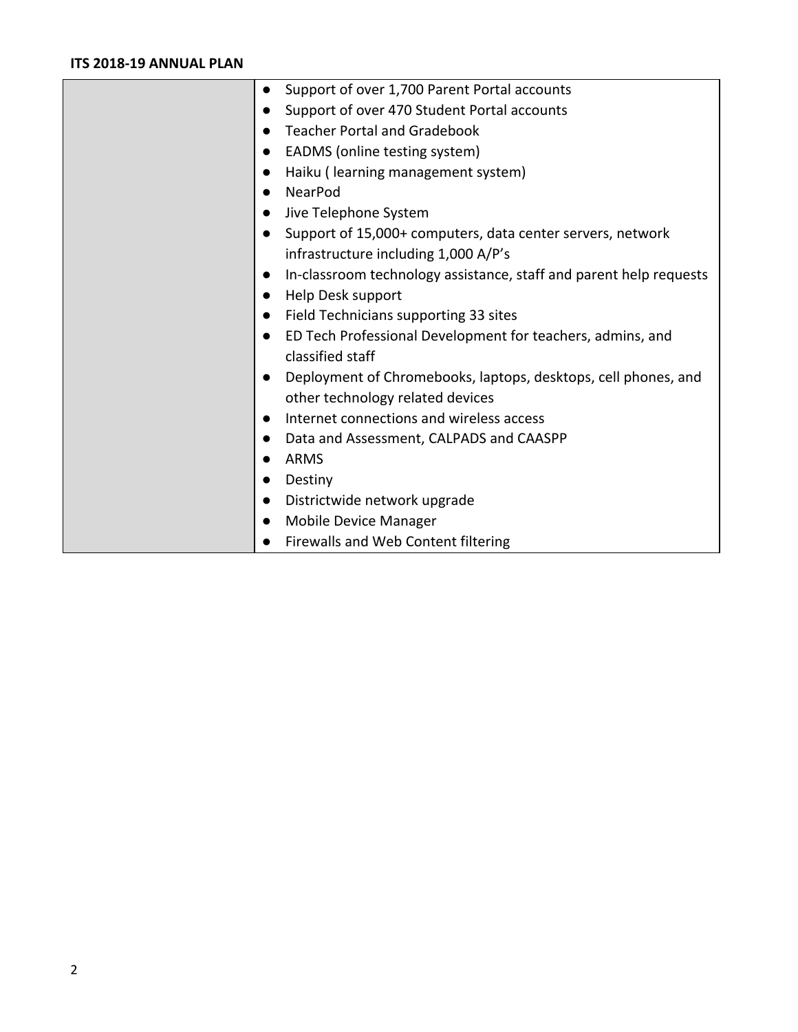**ITS 2018-19 ANNUAL PLAN**

| | |
|---|---|
| | • Support of over 1,700 Parent Portal accounts<br>• Support of over 470 Student Portal accounts<br>• Teacher Portal and Gradebook<br>• EADMS (online testing system)<br>• Haiku ( learning management system)<br>• NearPod<br>• Jive Telephone System<br>• Support of 15,000+ computers, data center servers, network infrastructure including 1,000 A/P's<br>• In-classroom technology assistance, staff and parent help requests<br>• Help Desk support<br>• Field Technicians supporting 33 sites<br>• ED Tech Professional Development for teachers, admins, and classified staff<br>• Deployment of Chromebooks, laptops, desktops, cell phones, and other technology related devices<br>• Internet connections and wireless access<br>• Data and Assessment, CALPADS and CAASPP<br>• ARMS<br>• Destiny<br>• Districtwide network upgrade<br>• Mobile Device Manager<br>• Firewalls and Web Content filtering |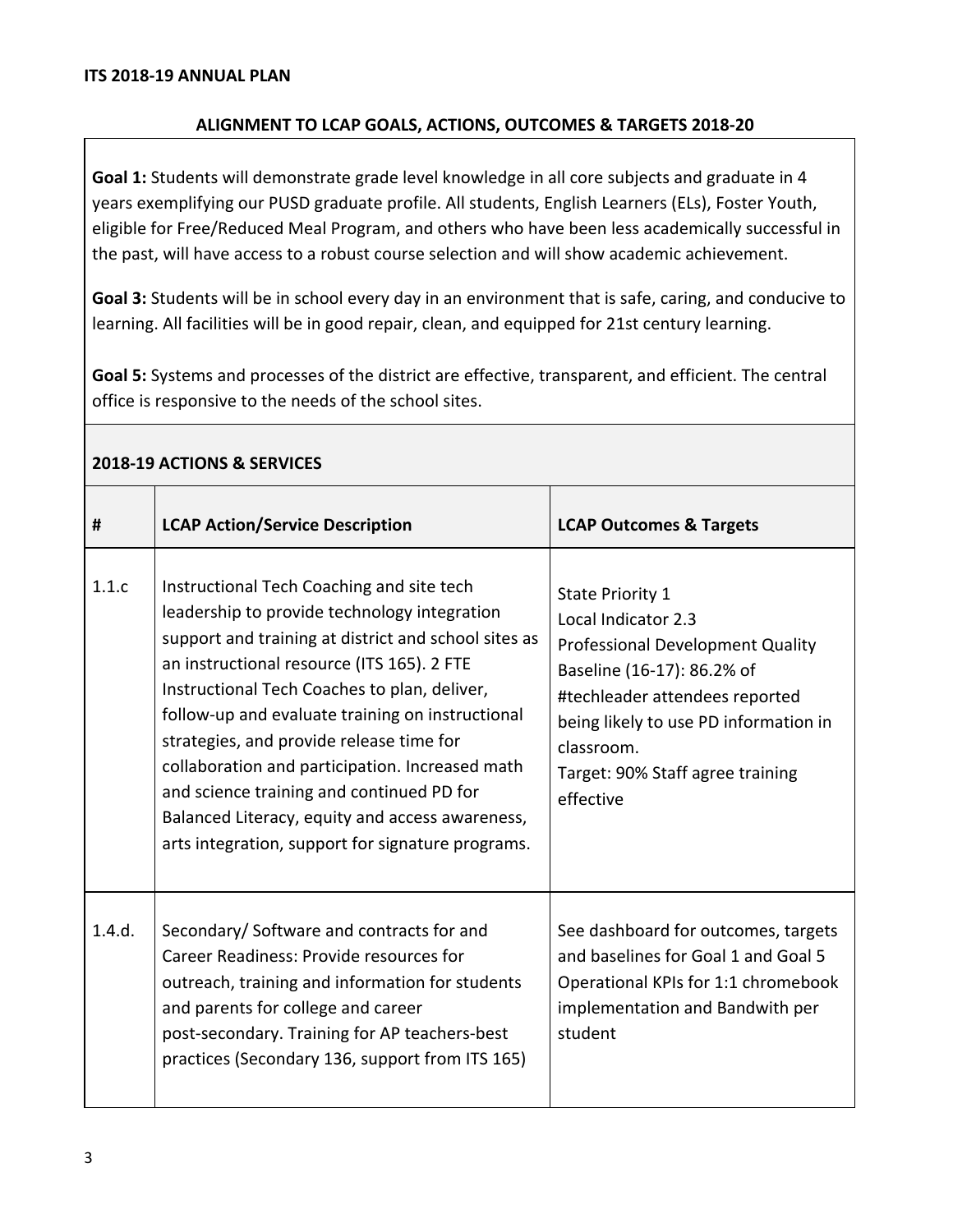**ITS 2018-19 ANNUAL PLAN**

**ALIGNMENT TO LCAP GOALS, ACTIONS, OUTCOMES & TARGETS 2018-20**

**Goal 1:** Students will demonstrate grade level knowledge in all core subjects and graduate in 4 years exemplifying our PUSD graduate profile. All students, English Learners (ELs), Foster Youth, eligible for Free/Reduced Meal Program, and others who have been less academically successful in the past, will have access to a robust course selection and will show academic achievement.

**Goal 3:** Students will be in school every day in an environment that is safe, caring, and conducive to learning. All facilities will be in good repair, clean, and equipped for 21st century learning.

**Goal 5:** Systems and processes of the district are effective, transparent, and efficient. The central office is responsive to the needs of the school sites.

**2018-19 ACTIONS & SERVICES**

| # | LCAP Action/Service Description | LCAP Outcomes & Targets |
|---|---|---|
| 1.1.c | Instructional Tech Coaching and site tech leadership to provide technology integration support and training at district and school sites as an instructional resource (ITS 165). 2 FTE Instructional Tech Coaches to plan, deliver, follow-up and evaluate training on instructional strategies, and provide release time for collaboration and participation. Increased math and science training and continued PD for Balanced Literacy, equity and access awareness, arts integration, support for signature programs. | State Priority 1<br>Local Indicator 2.3<br>Professional Development Quality<br>Baseline (16-17): 86.2% of #techleader attendees reported being likely to use PD information in classroom.<br>Target: 90% Staff agree training effective |
| 1.4.d. | Secondary/ Software and contracts for and Career Readiness: Provide resources for outreach, training and information for students and parents for college and career post-secondary. Training for AP teachers-best practices (Secondary 136, support from ITS 165) | See dashboard for outcomes, targets and baselines for Goal 1 and Goal 5 Operational KPIs for 1:1 chromebook implementation and Bandwith per student |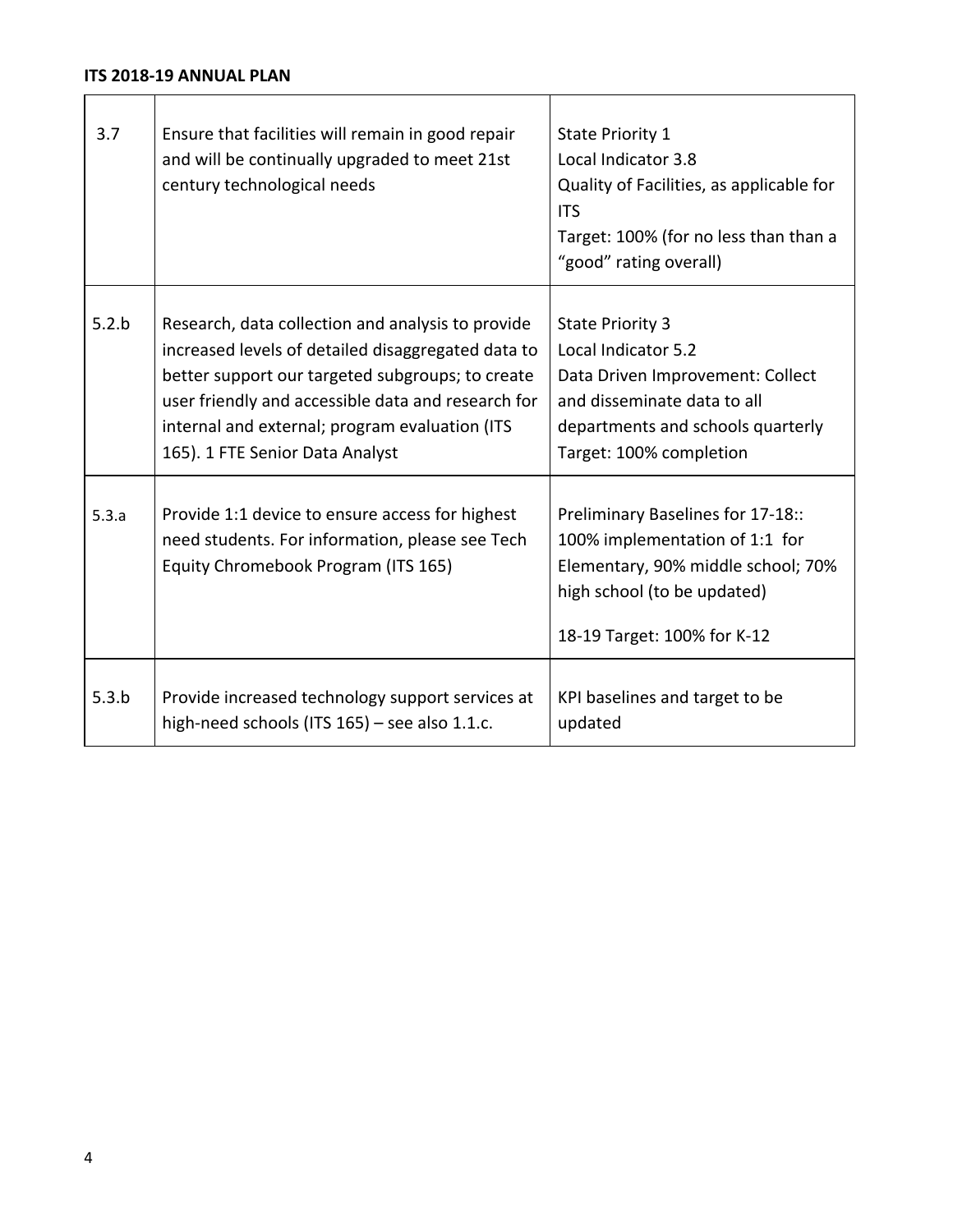**ITS 2018-19 ANNUAL PLAN**

| | | |
|---|---|---|
| 3.7 | Ensure that facilities will remain in good repair and will be continually upgraded to meet 21st century technological needs | State Priority 1<br>Local Indicator 3.8<br>Quality of Facilities, as applicable for ITS<br>Target: 100% (for no less than than a "good" rating overall) |
| 5.2.b | Research, data collection and analysis to provide increased levels of detailed disaggregated data to better support our targeted subgroups; to create user friendly and accessible data and research for internal and external; program evaluation (ITS 165). 1 FTE Senior Data Analyst | State Priority 3<br>Local Indicator 5.2<br>Data Driven Improvement: Collect and disseminate data to all departments and schools quarterly<br>Target: 100% completion |
| 5.3.a | Provide 1:1 device to ensure access for highest need students. For information, please see Tech Equity Chromebook Program (ITS 165) | Preliminary Baselines for 17-18:: 100% implementation of 1:1 for Elementary, 90% middle school; 70% high school (to be updated)<br><br>18-19 Target: 100% for K-12 |
| 5.3.b | Provide increased technology support services at high-need schools (ITS 165) – see also 1.1.c. | KPI baselines and target to be updated |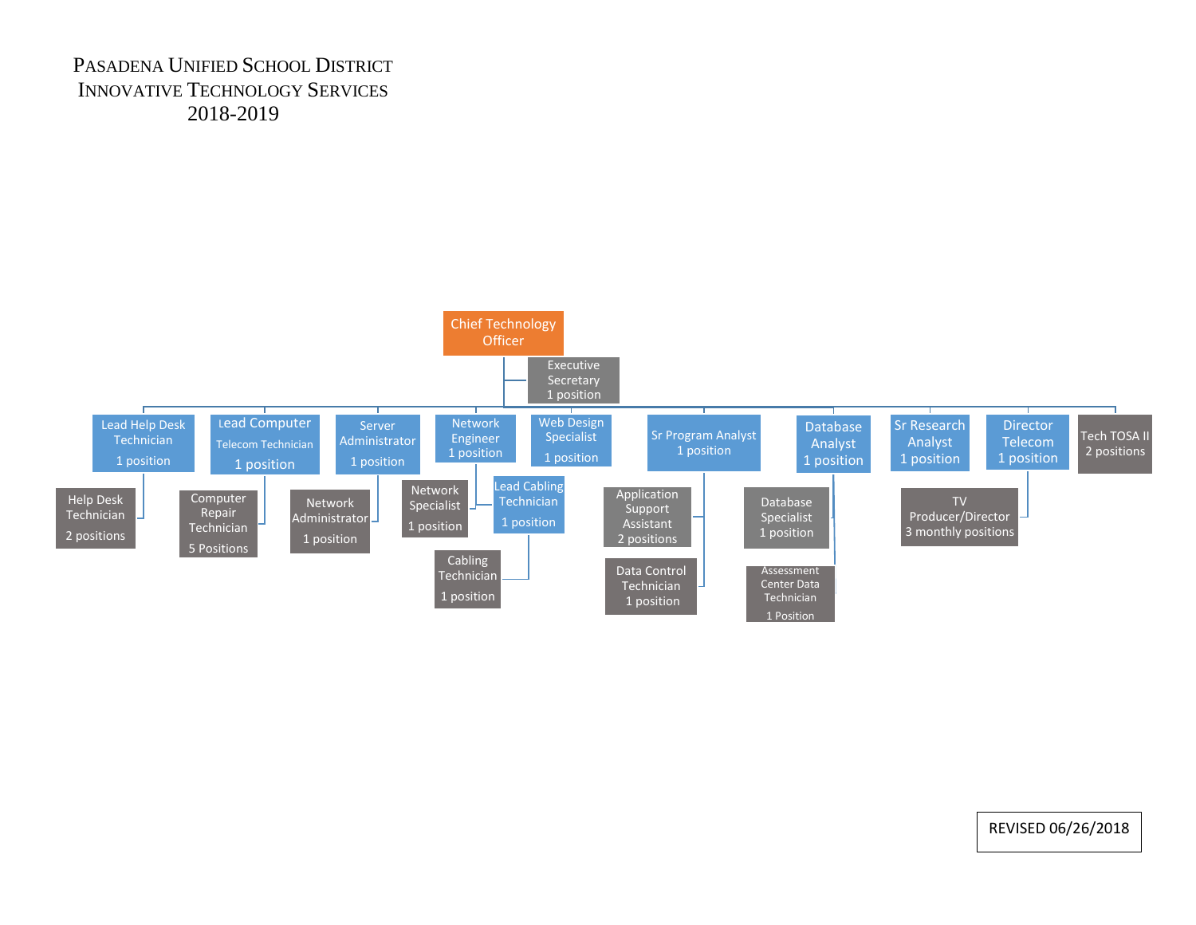# Pasadena Unified School District
# Innovative Technology Services
# 2018-2019

- **Chief Technology Officer**
  - Executive Secretary — 1 position
  - Lead Help Desk Technician — 1 position
    - Help Desk Technician — 2 positions
  - Lead Computer Telecom Technician — 1 position
    - Computer Repair Technician — 5 Positions
  - Server Administrator — 1 position
    - Network Administrator — 1 position
  - Network Engineer — 1 position
    - Network Specialist — 1 position
    - Lead Cabling Technician — 1 position
      - Cabling Technician — 1 position
  - Web Design Specialist — 1 position
  - Sr Program Analyst — 1 position
    - Application Support Assistant — 2 positions
    - Data Control Technician — 1 position
  - Database Analyst — 1 position
    - Database Specialist — 1 position
    - Assessment Center Data Technician — 1 Position
  - Sr Research Analyst — 1 position
  - Director Telecom — 1 position
    - TV Producer/Director — 3 monthly positions
  - Tech TOSA II — 2 positions

REVISED 06/26/2018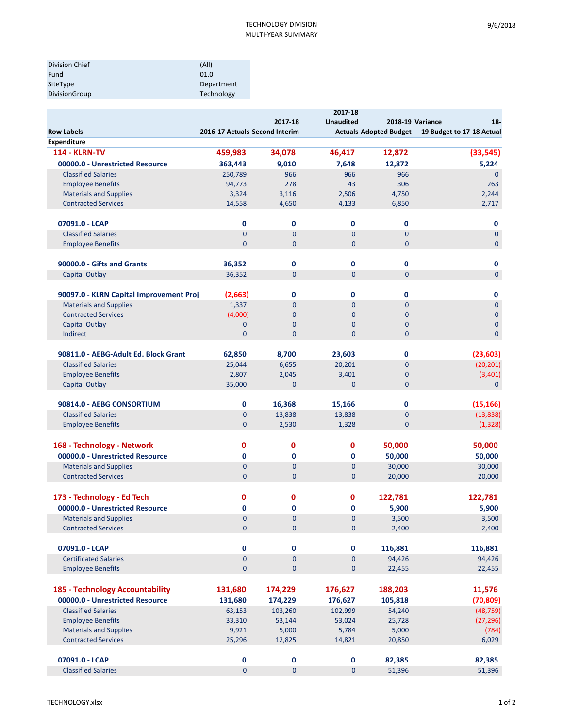TECHNOLOGY DIVISION
MULTI-YEAR SUMMARY

| | |
|---|---|
| Division Chief | (All) |
| Fund | 01.0 |
| SiteType | Department |
| DivisionGroup | Technology |

| Row Labels | 2016-17 Actuals | 2017-18 Second Interim | 2017-18 Unaudited Actuals | 2018-19 Adopted Budget | Variance 18-19 Budget to 17-18 Actual |
|---|---|---|---|---|---|
| **Expenditure** | | | | | |
| **114 - KLRN-TV** | **459,983** | **34,078** | **46,417** | **12,872** | **(33,545)** |
| **00000.0 - Unrestricted Resource** | **363,443** | **9,010** | **7,648** | **12,872** | **5,224** |
| Classified Salaries | 250,789 | 966 | 966 | 966 | 0 |
| Employee Benefits | 94,773 | 278 | 43 | 306 | 263 |
| Materials and Supplies | 3,324 | 3,116 | 2,506 | 4,750 | 2,244 |
| Contracted Services | 14,558 | 4,650 | 4,133 | 6,850 | 2,717 |
| **07091.0 - LCAP** | **0** | **0** | **0** | **0** | **0** |
| Classified Salaries | 0 | 0 | 0 | 0 | 0 |
| Employee Benefits | 0 | 0 | 0 | 0 | 0 |
| **90000.0 - Gifts and Grants** | **36,352** | **0** | **0** | **0** | **0** |
| Capital Outlay | 36,352 | 0 | 0 | 0 | 0 |
| **90097.0 - KLRN Capital Improvement Proj** | **(2,663)** | **0** | **0** | **0** | **0** |
| Materials and Supplies | 1,337 | 0 | 0 | 0 | 0 |
| Contracted Services | (4,000) | 0 | 0 | 0 | 0 |
| Capital Outlay | 0 | 0 | 0 | 0 | 0 |
| Indirect | 0 | 0 | 0 | 0 | 0 |
| **90811.0 - AEBG-Adult Ed. Block Grant** | **62,850** | **8,700** | **23,603** | **0** | **(23,603)** |
| Classified Salaries | 25,044 | 6,655 | 20,201 | 0 | (20,201) |
| Employee Benefits | 2,807 | 2,045 | 3,401 | 0 | (3,401) |
| Capital Outlay | 35,000 | 0 | 0 | 0 | 0 |
| **90814.0 - AEBG CONSORTIUM** | **0** | **16,368** | **15,166** | **0** | **(15,166)** |
| Classified Salaries | 0 | 13,838 | 13,838 | 0 | (13,838) |
| Employee Benefits | 0 | 2,530 | 1,328 | 0 | (1,328) |
| **168 - Technology - Network** | **0** | **0** | **0** | **50,000** | **50,000** |
| **00000.0 - Unrestricted Resource** | **0** | **0** | **0** | **50,000** | **50,000** |
| Materials and Supplies | 0 | 0 | 0 | 30,000 | 30,000 |
| Contracted Services | 0 | 0 | 0 | 20,000 | 20,000 |
| **173 - Technology - Ed Tech** | **0** | **0** | **0** | **122,781** | **122,781** |
| **00000.0 - Unrestricted Resource** | **0** | **0** | **0** | **5,900** | **5,900** |
| Materials and Supplies | 0 | 0 | 0 | 3,500 | 3,500 |
| Contracted Services | 0 | 0 | 0 | 2,400 | 2,400 |
| **07091.0 - LCAP** | **0** | **0** | **0** | **116,881** | **116,881** |
| Certificated Salaries | 0 | 0 | 0 | 94,426 | 94,426 |
| Employee Benefits | 0 | 0 | 0 | 22,455 | 22,455 |
| **185 - Technology Accountability** | **131,680** | **174,229** | **176,627** | **188,203** | **11,576** |
| **00000.0 - Unrestricted Resource** | **131,680** | **174,229** | **176,627** | **105,818** | **(70,809)** |
| Classified Salaries | 63,153 | 103,260 | 102,999 | 54,240 | (48,759) |
| Employee Benefits | 33,310 | 53,144 | 53,024 | 25,728 | (27,296) |
| Materials and Supplies | 9,921 | 5,000 | 5,784 | 5,000 | (784) |
| Contracted Services | 25,296 | 12,825 | 14,821 | 20,850 | 6,029 |
| **07091.0 - LCAP** | **0** | **0** | **0** | **82,385** | **82,385** |
| Classified Salaries | 0 | 0 | 0 | 51,396 | 51,396 |

TECHNOLOGY.xlsx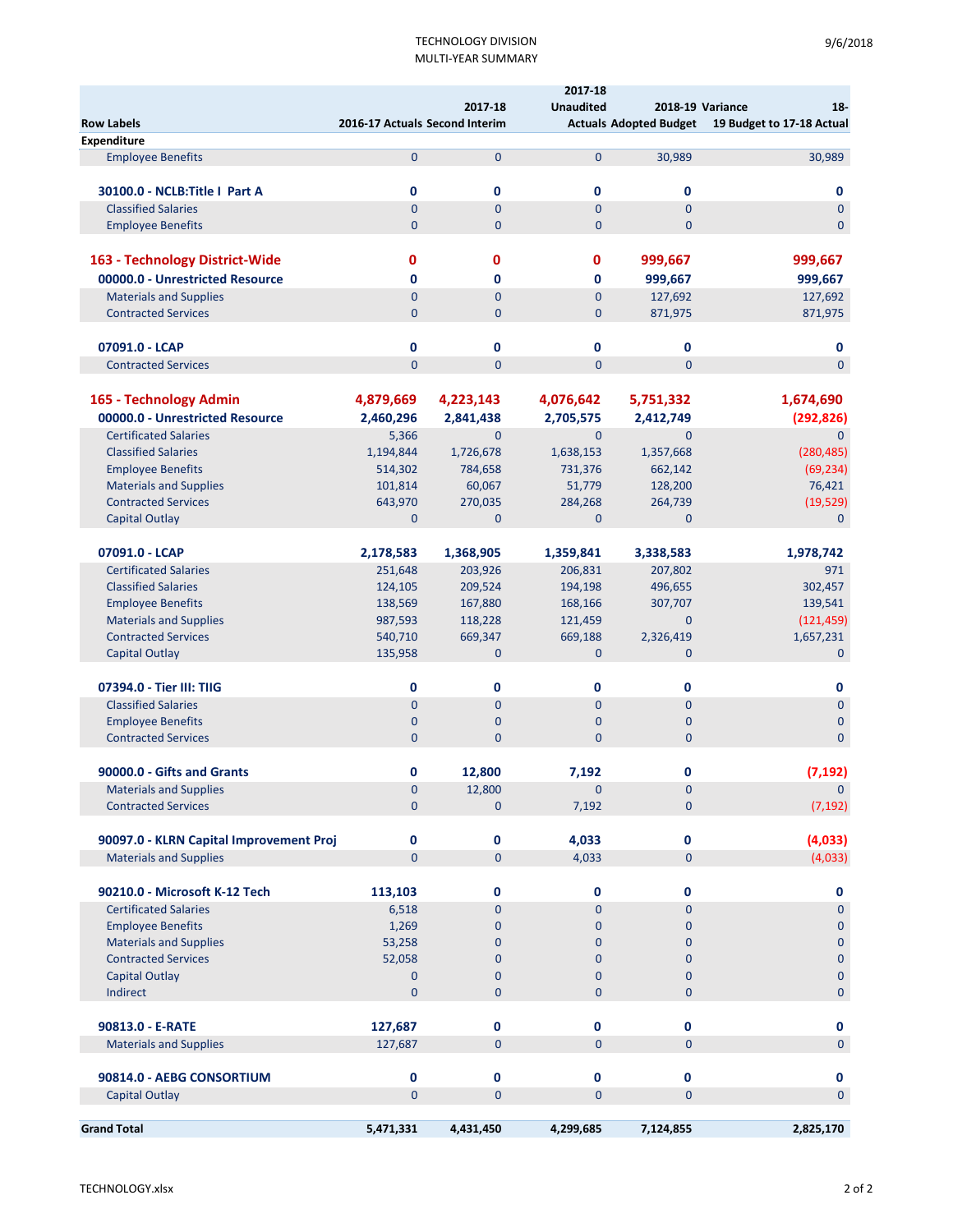TECHNOLOGY DIVISION
MULTI-YEAR SUMMARY

| Row Labels | 2016-17 Actuals | 2017-18 Second Interim | 2017-18 Unaudited Actuals | 2018-19 Adopted Budget | Variance 18-19 Budget to 17-18 Actual |
|---|---|---|---|---|---|
| **Expenditure** | | | | | |
| Employee Benefits | 0 | 0 | 0 | 30,989 | 30,989 |
| **30100.0 - NCLB:Title I Part A** | **0** | **0** | **0** | **0** | **0** |
| Classified Salaries | 0 | 0 | 0 | 0 | 0 |
| Employee Benefits | 0 | 0 | 0 | 0 | 0 |
| **163 - Technology District-Wide** | **0** | **0** | **0** | **999,667** | **999,667** |
| **00000.0 - Unrestricted Resource** | **0** | **0** | **0** | **999,667** | **999,667** |
| Materials and Supplies | 0 | 0 | 0 | 127,692 | 127,692 |
| Contracted Services | 0 | 0 | 0 | 871,975 | 871,975 |
| **07091.0 - LCAP** | **0** | **0** | **0** | **0** | **0** |
| Contracted Services | 0 | 0 | 0 | 0 | 0 |
| **165 - Technology Admin** | **4,879,669** | **4,223,143** | **4,076,642** | **5,751,332** | **1,674,690** |
| **00000.0 - Unrestricted Resource** | **2,460,296** | **2,841,438** | **2,705,575** | **2,412,749** | **(292,826)** |
| Certificated Salaries | 5,366 | 0 | 0 | 0 | 0 |
| Classified Salaries | 1,194,844 | 1,726,678 | 1,638,153 | 1,357,668 | (280,485) |
| Employee Benefits | 514,302 | 784,658 | 731,376 | 662,142 | (69,234) |
| Materials and Supplies | 101,814 | 60,067 | 51,779 | 128,200 | 76,421 |
| Contracted Services | 643,970 | 270,035 | 284,268 | 264,739 | (19,529) |
| Capital Outlay | 0 | 0 | 0 | 0 | 0 |
| **07091.0 - LCAP** | **2,178,583** | **1,368,905** | **1,359,841** | **3,338,583** | **1,978,742** |
| Certificated Salaries | 251,648 | 203,926 | 206,831 | 207,802 | 971 |
| Classified Salaries | 124,105 | 209,524 | 194,198 | 496,655 | 302,457 |
| Employee Benefits | 138,569 | 167,880 | 168,166 | 307,707 | 139,541 |
| Materials and Supplies | 987,593 | 118,228 | 121,459 | 0 | (121,459) |
| Contracted Services | 540,710 | 669,347 | 669,188 | 2,326,419 | 1,657,231 |
| Capital Outlay | 135,958 | 0 | 0 | 0 | 0 |
| **07394.0 - Tier III: TIIG** | **0** | **0** | **0** | **0** | **0** |
| Classified Salaries | 0 | 0 | 0 | 0 | 0 |
| Employee Benefits | 0 | 0 | 0 | 0 | 0 |
| Contracted Services | 0 | 0 | 0 | 0 | 0 |
| **90000.0 - Gifts and Grants** | **0** | **12,800** | **7,192** | **0** | **(7,192)** |
| Materials and Supplies | 0 | 12,800 | 0 | 0 | 0 |
| Contracted Services | 0 | 0 | 7,192 | 0 | (7,192) |
| **90097.0 - KLRN Capital Improvement Proj** | **0** | **0** | **4,033** | **0** | **(4,033)** |
| Materials and Supplies | 0 | 0 | 4,033 | 0 | (4,033) |
| **90210.0 - Microsoft K-12 Tech** | **113,103** | **0** | **0** | **0** | **0** |
| Certificated Salaries | 6,518 | 0 | 0 | 0 | 0 |
| Employee Benefits | 1,269 | 0 | 0 | 0 | 0 |
| Materials and Supplies | 53,258 | 0 | 0 | 0 | 0 |
| Contracted Services | 52,058 | 0 | 0 | 0 | 0 |
| Capital Outlay | 0 | 0 | 0 | 0 | 0 |
| Indirect | 0 | 0 | 0 | 0 | 0 |
| **90813.0 - E-RATE** | **127,687** | **0** | **0** | **0** | **0** |
| Materials and Supplies | 127,687 | 0 | 0 | 0 | 0 |
| **90814.0 - AEBG CONSORTIUM** | **0** | **0** | **0** | **0** | **0** |
| Capital Outlay | 0 | 0 | 0 | 0 | 0 |
| **Grand Total** | **5,471,331** | **4,431,450** | **4,299,685** | **7,124,855** | **2,825,170** |